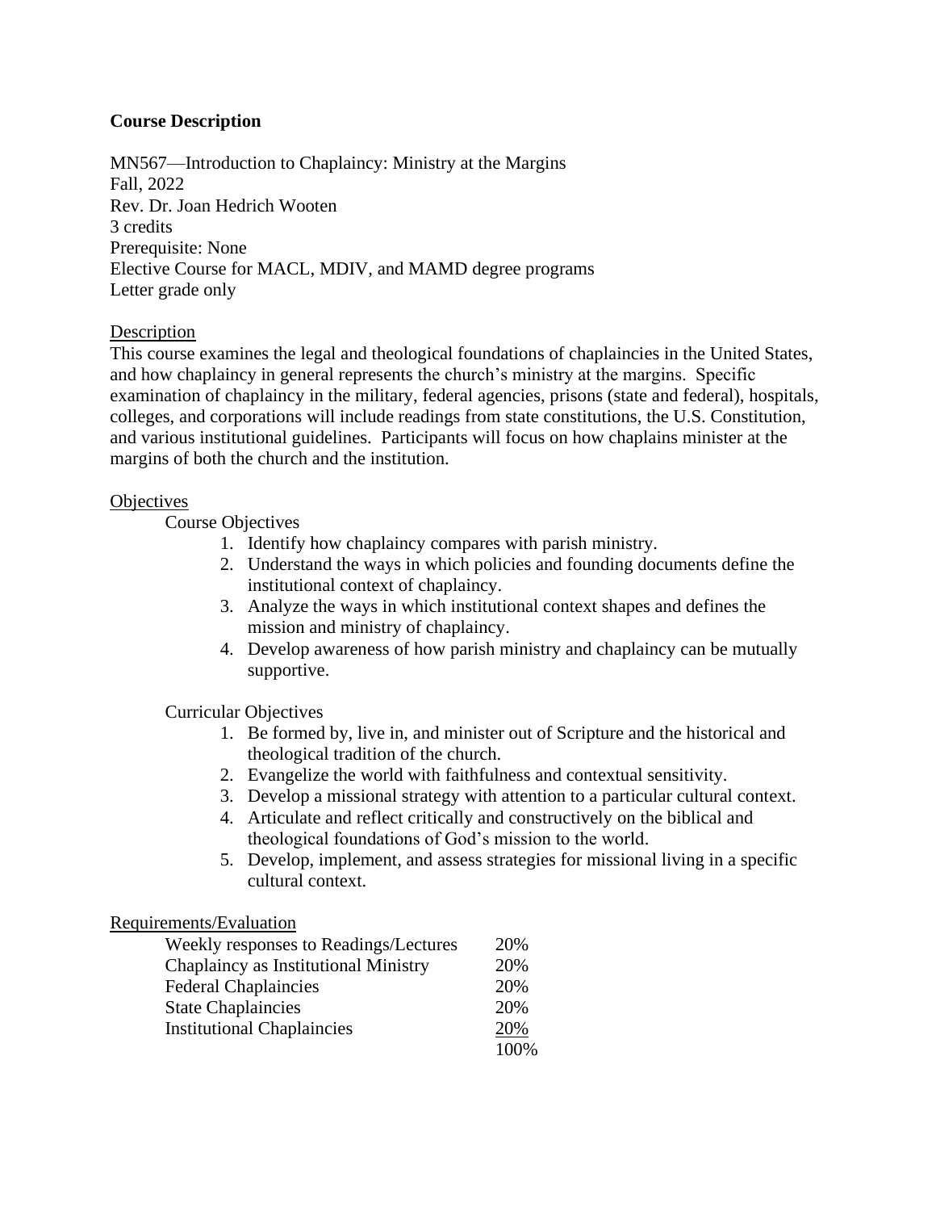## Course Description

MN567—Introduction to Chaplaincy: Ministry at the Margins
Fall, 2022
Rev. Dr. Joan Hedrich Wooten
3 credits
Prerequisite: None
Elective Course for MACL, MDIV, and MAMD degree programs
Letter grade only

### Description

This course examines the legal and theological foundations of chaplaincies in the United States, and how chaplaincy in general represents the church's ministry at the margins. Specific examination of chaplaincy in the military, federal agencies, prisons (state and federal), hospitals, colleges, and corporations will include readings from state constitutions, the U.S. Constitution, and various institutional guidelines. Participants will focus on how chaplains minister at the margins of both the church and the institution.

### Objectives

Course Objectives

1. Identify how chaplaincy compares with parish ministry.
2. Understand the ways in which policies and founding documents define the institutional context of chaplaincy.
3. Analyze the ways in which institutional context shapes and defines the mission and ministry of chaplaincy.
4. Develop awareness of how parish ministry and chaplaincy can be mutually supportive.

Curricular Objectives

1. Be formed by, live in, and minister out of Scripture and the historical and theological tradition of the church.
2. Evangelize the world with faithfulness and contextual sensitivity.
3. Develop a missional strategy with attention to a particular cultural context.
4. Articulate and reflect critically and constructively on the biblical and theological foundations of God's mission to the world.
5. Develop, implement, and assess strategies for missional living in a specific cultural context.

### Requirements/Evaluation

| Requirement | Weight |
| --- | --- |
| Weekly responses to Readings/Lectures | 20% |
| Chaplaincy as Institutional Ministry | 20% |
| Federal Chaplaincies | 20% |
| State Chaplaincies | 20% |
| Institutional Chaplaincies | 20% |
| | 100% |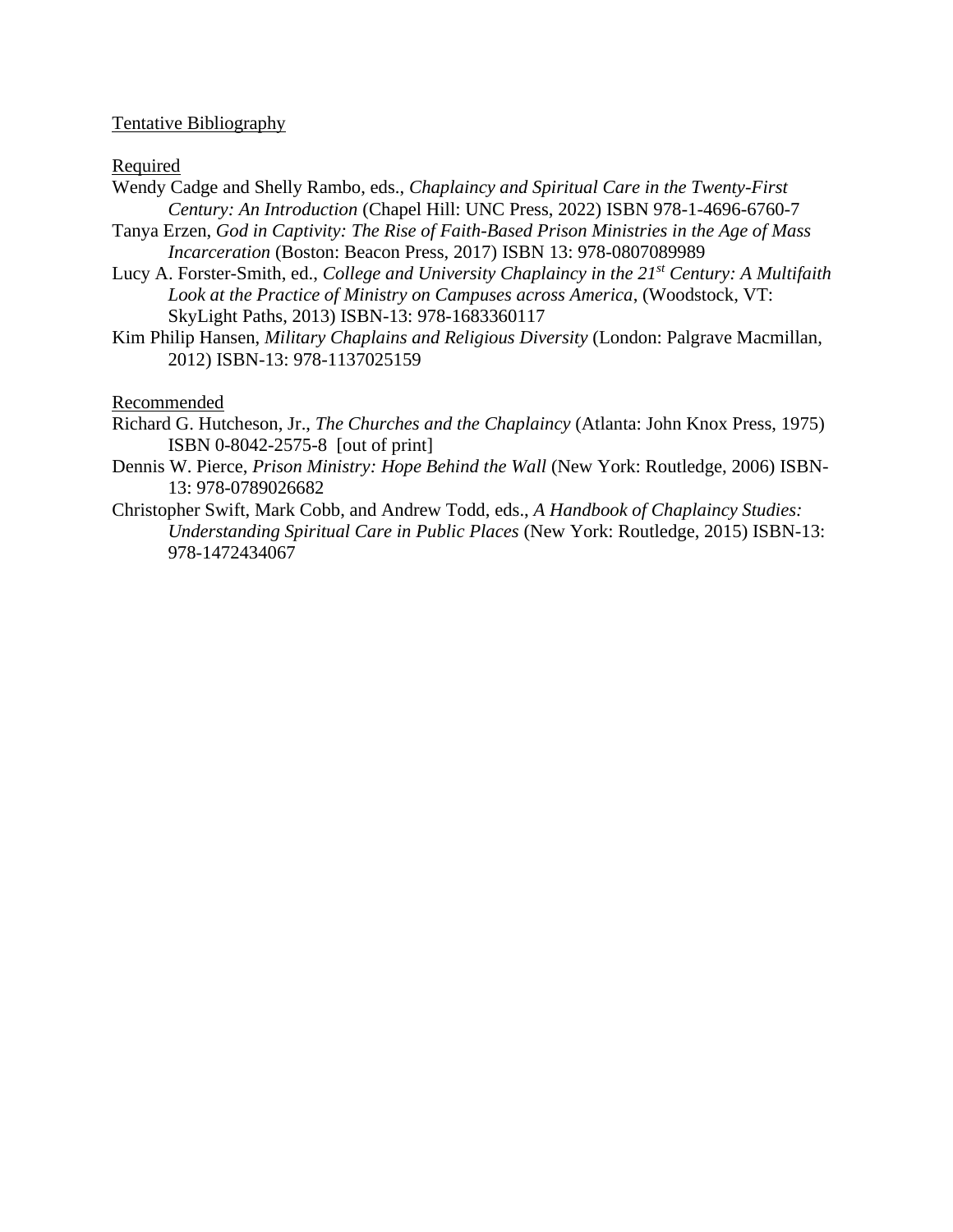Tentative Bibliography

Required

Wendy Cadge and Shelly Rambo, eds., *Chaplaincy and Spiritual Care in the Twenty-First Century: An Introduction* (Chapel Hill: UNC Press, 2022) ISBN 978-1-4696-6760-7

Tanya Erzen, *God in Captivity: The Rise of Faith-Based Prison Ministries in the Age of Mass Incarceration* (Boston: Beacon Press, 2017) ISBN 13: 978-0807089989

Lucy A. Forster-Smith, ed., *College and University Chaplaincy in the 21st Century: A Multifaith Look at the Practice of Ministry on Campuses across America*, (Woodstock, VT: SkyLight Paths, 2013) ISBN-13: 978-1683360117

Kim Philip Hansen, *Military Chaplains and Religious Diversity* (London: Palgrave Macmillan, 2012) ISBN-13: 978-1137025159

Recommended

Richard G. Hutcheson, Jr., *The Churches and the Chaplaincy* (Atlanta: John Knox Press, 1975) ISBN 0-8042-2575-8 [out of print]

Dennis W. Pierce, *Prison Ministry: Hope Behind the Wall* (New York: Routledge, 2006) ISBN-13: 978-0789026682

Christopher Swift, Mark Cobb, and Andrew Todd, eds., *A Handbook of Chaplaincy Studies: Understanding Spiritual Care in Public Places* (New York: Routledge, 2015) ISBN-13: 978-1472434067